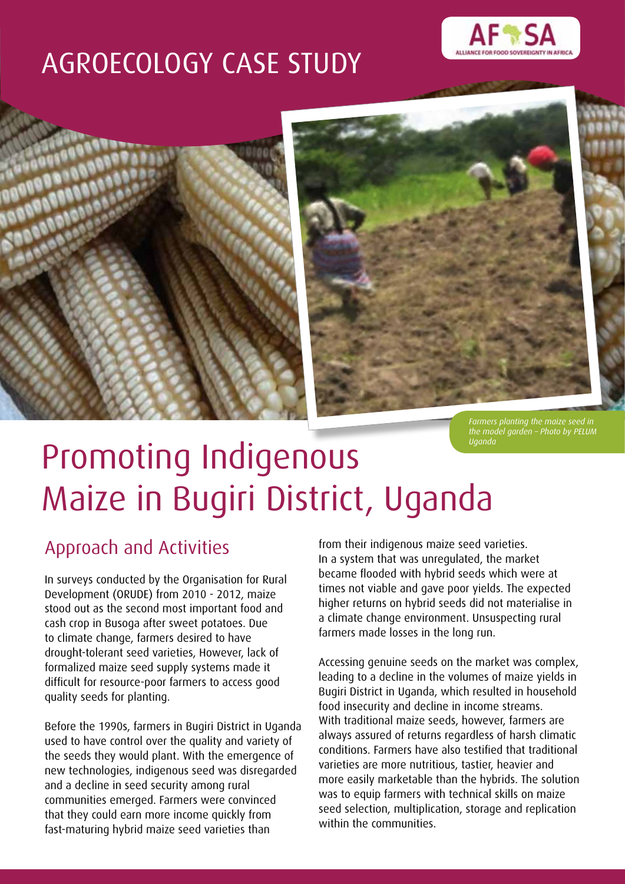# AGROECOLOGY CASE STUDY

*Farmers planting the maize seed in the model garden – Photo by PELUM Uganda*

# Promoting Indigenous Maize in Bugiri District, Uganda

## Approach and Activities

In surveys conducted by the Organisation for Rural Development (ORUDE) from 2010 - 2012, maize stood out as the second most important food and cash crop in Busoga after sweet potatoes. Due to climate change, farmers desired to have drought-tolerant seed varieties, However, lack of formalized maize seed supply systems made it difficult for resource-poor farmers to access good quality seeds for planting.

Before the 1990s, farmers in Bugiri District in Uganda used to have control over the quality and variety of the seeds they would plant. With the emergence of new technologies, indigenous seed was disregarded and a decline in seed security among rural communities emerged. Farmers were convinced that they could earn more income quickly from fast-maturing hybrid maize seed varieties than from their indigenous maize seed varieties. In a system that was unregulated, the market became flooded with hybrid seeds which were at times not viable and gave poor yields. The expected higher returns on hybrid seeds did not materialise in a climate change environment. Unsuspecting rural farmers made losses in the long run.

Accessing genuine seeds on the market was complex, leading to a decline in the volumes of maize yields in Bugiri District in Uganda, which resulted in household food insecurity and decline in income streams. With traditional maize seeds, however, farmers are always assured of returns regardless of harsh climatic conditions. Farmers have also testified that traditional varieties are more nutritious, tastier, heavier and more easily marketable than the hybrids. The solution was to equip farmers with technical skills on maize seed selection, multiplication, storage and replication within the communities.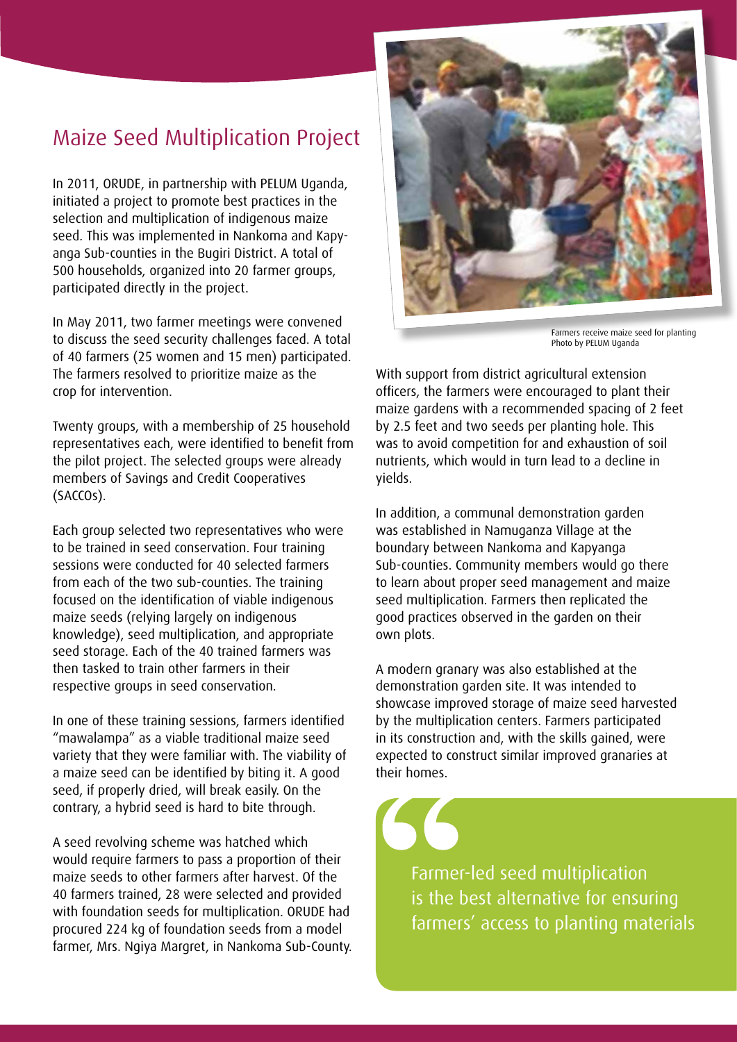## Maize Seed Multiplication Project

In 2011, ORUDE, in partnership with PELUM Uganda, initiated a project to promote best practices in the selection and multiplication of indigenous maize seed. This was implemented in Nankoma and Kapyanga Sub-counties in the Bugiri District. A total of 500 households, organized into 20 farmer groups, participated directly in the project.

In May 2011, two farmer meetings were convened to discuss the seed security challenges faced. A total of 40 farmers (25 women and 15 men) participated. The farmers resolved to prioritize maize as the crop for intervention.

Twenty groups, with a membership of 25 household representatives each, were identified to benefit from the pilot project. The selected groups were already members of Savings and Credit Cooperatives (SACCOs).

Each group selected two representatives who were to be trained in seed conservation. Four training sessions were conducted for 40 selected farmers from each of the two sub-counties. The training focused on the identification of viable indigenous maize seeds (relying largely on indigenous knowledge), seed multiplication, and appropriate seed storage. Each of the 40 trained farmers was then tasked to train other farmers in their respective groups in seed conservation.

In one of these training sessions, farmers identified "mawalampa" as a viable traditional maize seed variety that they were familiar with. The viability of a maize seed can be identified by biting it. A good seed, if properly dried, will break easily. On the contrary, a hybrid seed is hard to bite through.

A seed revolving scheme was hatched which would require farmers to pass a proportion of their maize seeds to other farmers after harvest. Of the 40 farmers trained, 28 were selected and provided with foundation seeds for multiplication. ORUDE had procured 224 kg of foundation seeds from a model farmer, Mrs. Ngiya Margret, in Nankoma Sub-County.

Farmers receive maize seed for planting
Photo by PELUM Uganda

With support from district agricultural extension officers, the farmers were encouraged to plant their maize gardens with a recommended spacing of 2 feet by 2.5 feet and two seeds per planting hole. This was to avoid competition for and exhaustion of soil nutrients, which would in turn lead to a decline in yields.

In addition, a communal demonstration garden was established in Namuganza Village at the boundary between Nankoma and Kapyanga Sub-counties. Community members would go there to learn about proper seed management and maize seed multiplication. Farmers then replicated the good practices observed in the garden on their own plots.

A modern granary was also established at the demonstration garden site. It was intended to showcase improved storage of maize seed harvested by the multiplication centers. Farmers participated in its construction and, with the skills gained, were expected to construct similar improved granaries at their homes.

> Farmer-led seed multiplication is the best alternative for ensuring farmers' access to planting materials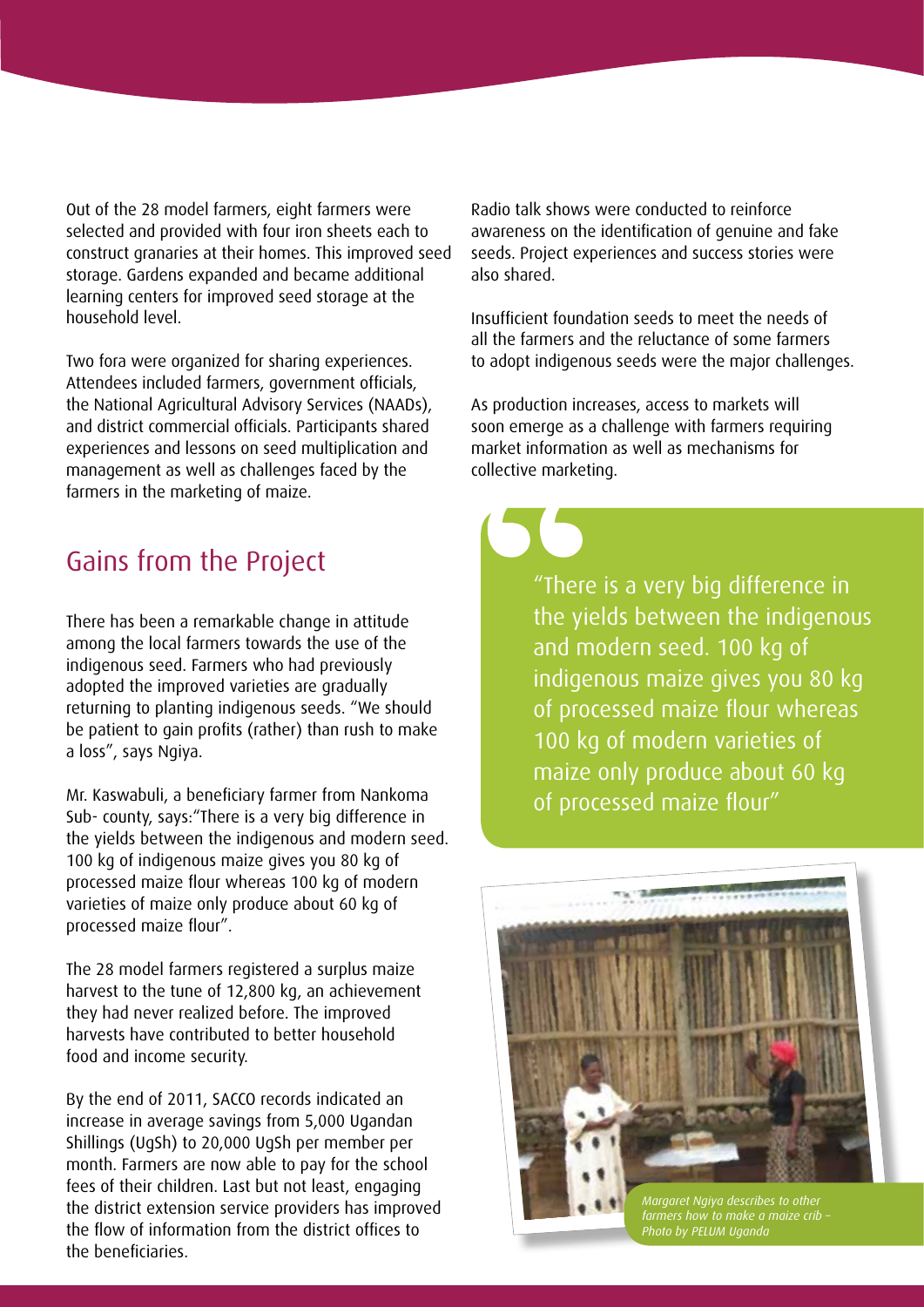Out of the 28 model farmers, eight farmers were selected and provided with four iron sheets each to construct granaries at their homes. This improved seed storage. Gardens expanded and became additional learning centers for improved seed storage at the household level.

Two fora were organized for sharing experiences. Attendees included farmers, government officials, the National Agricultural Advisory Services (NAADs), and district commercial officials. Participants shared experiences and lessons on seed multiplication and management as well as challenges faced by the farmers in the marketing of maize.

## Gains from the Project

There has been a remarkable change in attitude among the local farmers towards the use of the indigenous seed. Farmers who had previously adopted the improved varieties are gradually returning to planting indigenous seeds. "We should be patient to gain profits (rather) than rush to make a loss", says Ngiya.

Mr. Kaswabuli, a beneficiary farmer from Nankoma Sub- county, says:"There is a very big difference in the yields between the indigenous and modern seed. 100 kg of indigenous maize gives you 80 kg of processed maize flour whereas 100 kg of modern varieties of maize only produce about 60 kg of processed maize flour".

The 28 model farmers registered a surplus maize harvest to the tune of 12,800 kg, an achievement they had never realized before. The improved harvests have contributed to better household food and income security.

By the end of 2011, SACCO records indicated an increase in average savings from 5,000 Ugandan Shillings (UgSh) to 20,000 UgSh per member per month. Farmers are now able to pay for the school fees of their children. Last but not least, engaging the district extension service providers has improved the flow of information from the district offices to the beneficiaries.

Radio talk shows were conducted to reinforce awareness on the identification of genuine and fake seeds. Project experiences and success stories were also shared.

Insufficient foundation seeds to meet the needs of all the farmers and the reluctance of some farmers to adopt indigenous seeds were the major challenges.

As production increases, access to markets will soon emerge as a challenge with farmers requiring market information as well as mechanisms for collective marketing.

> "There is a very big difference in the yields between the indigenous and modern seed. 100 kg of indigenous maize gives you 80 kg of processed maize flour whereas 100 kg of modern varieties of maize only produce about 60 kg of processed maize flour"

*Margaret Ngiya describes to other farmers how to make a maize crib – Photo by PELUM Uganda*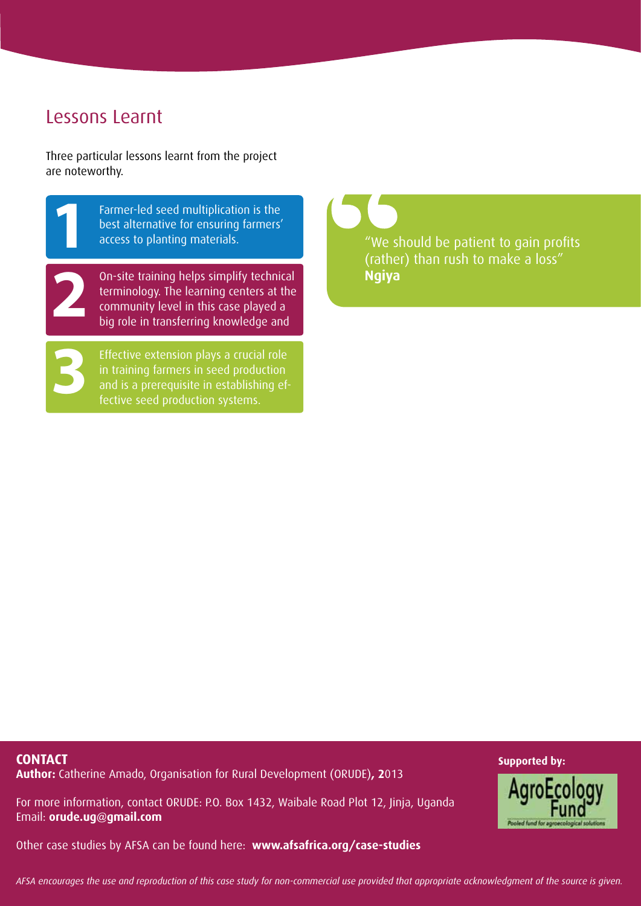## Lessons Learnt

Three particular lessons learnt from the project are noteworthy.

1. Farmer-led seed multiplication is the best alternative for ensuring farmers' access to planting materials.
2. On-site training helps simplify technical terminology. The learning centers at the community level in this case played a big role in transferring knowledge and
3. Effective extension plays a crucial role in training farmers in seed production and is a prerequisite in establishing effective seed production systems.

> "We should be patient to gain profits (rather) than rush to make a loss"
> **Ngiya**

**CONTACT**

**Author:** Catherine Amado, Organisation for Rural Development (ORUDE), 2013

For more information, contact ORUDE: P.O. Box 1432, Waibale Road Plot 12, Jinja, Uganda
Email: **orude.ug@gmail.com**

Other case studies by AFSA can be found here: **www.afsafrica.org/case-studies**

**Supported by:**

AgroEcology Fund
Pooled fund for agroecological solutions

*AFSA encourages the use and reproduction of this case study for non-commercial use provided that appropriate acknowledgment of the source is given.*